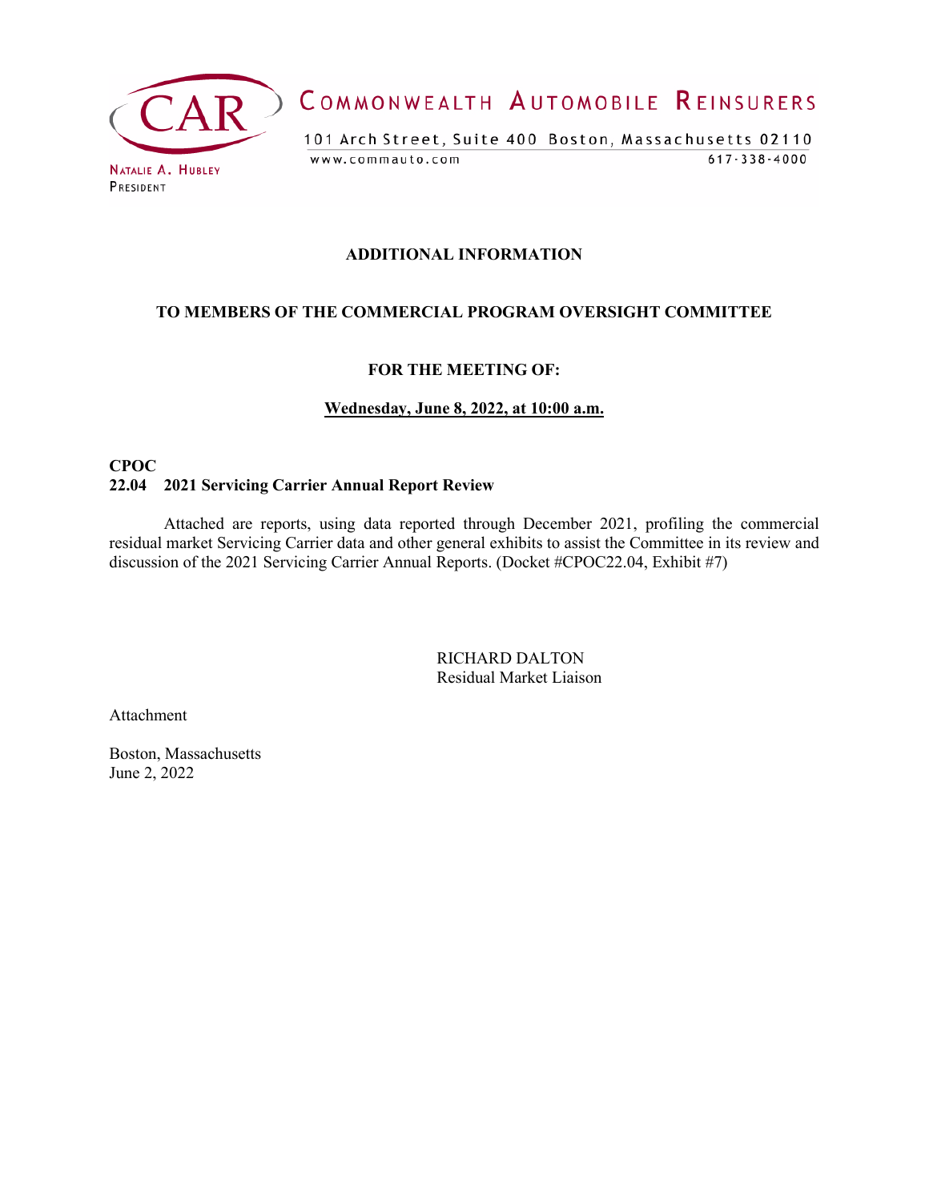COMMONWEALTH AUTOMOBILE REINSURERS

101 Arch Street, Suite 400 Boston, Massachusetts 02110

www.commauto.com 617-338-4000

NATALIE A. HUBLEY
PRESIDENT

**ADDITIONAL INFORMATION**

**TO MEMBERS OF THE COMMERCIAL PROGRAM OVERSIGHT COMMITTEE**

**FOR THE MEETING OF:**

**Wednesday, June 8, 2022, at 10:00 a.m.**

**CPOC**
**22.04 2021 Servicing Carrier Annual Report Review**

Attached are reports, using data reported through December 2021, profiling the commercial residual market Servicing Carrier data and other general exhibits to assist the Committee in its review and discussion of the 2021 Servicing Carrier Annual Reports. (Docket #CPOC22.04, Exhibit #7)

RICHARD DALTON
Residual Market Liaison

Attachment

Boston, Massachusetts
June 2, 2022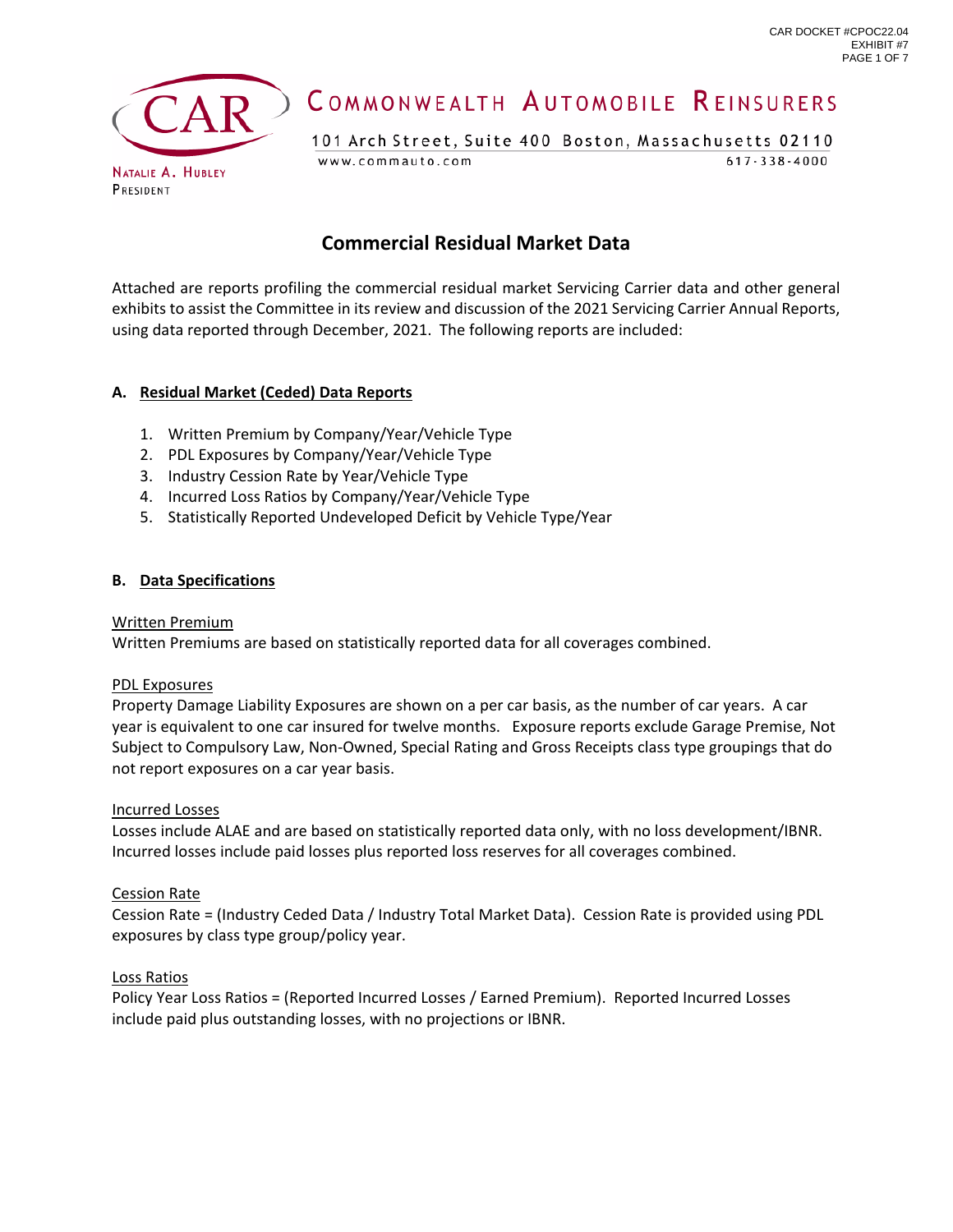COMMONWEALTH AUTOMOBILE REINSURERS

101 Arch Street, Suite 400 Boston, Massachusetts 02110

www.commauto.com 617-338-4000

NATALIE A. HUBLEY
PRESIDENT

# Commercial Residual Market Data

Attached are reports profiling the commercial residual market Servicing Carrier data and other general exhibits to assist the Committee in its review and discussion of the 2021 Servicing Carrier Annual Reports, using data reported through December, 2021. The following reports are included:

## A. Residual Market (Ceded) Data Reports

1. Written Premium by Company/Year/Vehicle Type
2. PDL Exposures by Company/Year/Vehicle Type
3. Industry Cession Rate by Year/Vehicle Type
4. Incurred Loss Ratios by Company/Year/Vehicle Type
5. Statistically Reported Undeveloped Deficit by Vehicle Type/Year

## B. Data Specifications

Written Premium

Written Premiums are based on statistically reported data for all coverages combined.

PDL Exposures

Property Damage Liability Exposures are shown on a per car basis, as the number of car years. A car year is equivalent to one car insured for twelve months. Exposure reports exclude Garage Premise, Not Subject to Compulsory Law, Non-Owned, Special Rating and Gross Receipts class type groupings that do not report exposures on a car year basis.

Incurred Losses

Losses include ALAE and are based on statistically reported data only, with no loss development/IBNR. Incurred losses include paid losses plus reported loss reserves for all coverages combined.

Cession Rate

Cession Rate = (Industry Ceded Data / Industry Total Market Data). Cession Rate is provided using PDL exposures by class type group/policy year.

Loss Ratios

Policy Year Loss Ratios = (Reported Incurred Losses / Earned Premium). Reported Incurred Losses include paid plus outstanding losses, with no projections or IBNR.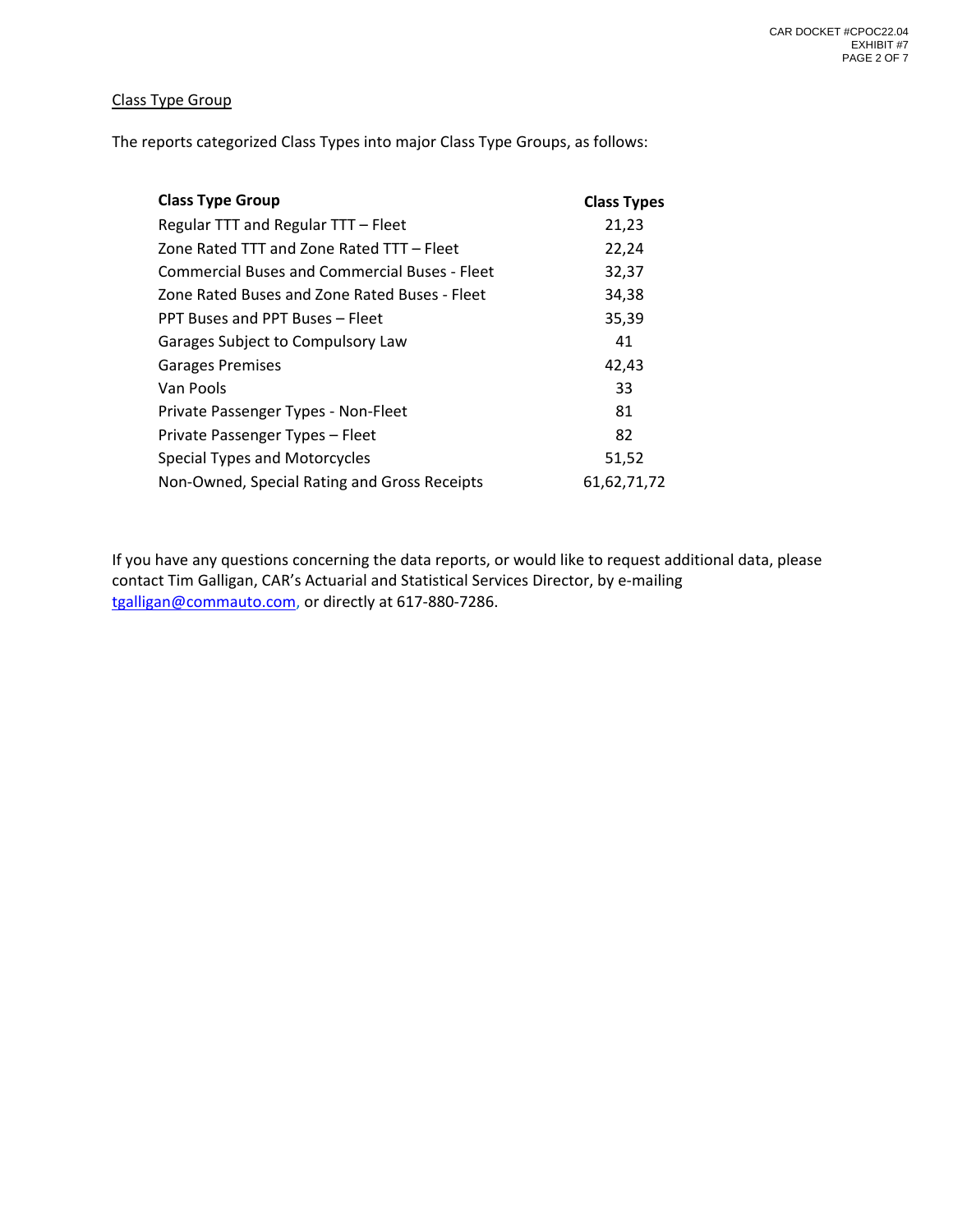## Class Type Group

The reports categorized Class Types into major Class Type Groups, as follows:

| Class Type Group | Class Types |
|---|---|
| Regular TTT and Regular TTT – Fleet | 21,23 |
| Zone Rated TTT and Zone Rated TTT – Fleet | 22,24 |
| Commercial Buses and Commercial Buses - Fleet | 32,37 |
| Zone Rated Buses and Zone Rated Buses - Fleet | 34,38 |
| PPT Buses and PPT Buses – Fleet | 35,39 |
| Garages Subject to Compulsory Law | 41 |
| Garages Premises | 42,43 |
| Van Pools | 33 |
| Private Passenger Types - Non-Fleet | 81 |
| Private Passenger Types – Fleet | 82 |
| Special Types and Motorcycles | 51,52 |
| Non-Owned, Special Rating and Gross Receipts | 61,62,71,72 |

If you have any questions concerning the data reports, or would like to request additional data, please contact Tim Galligan, CAR's Actuarial and Statistical Services Director, by e-mailing tgalligan@commauto.com, or directly at 617-880-7286.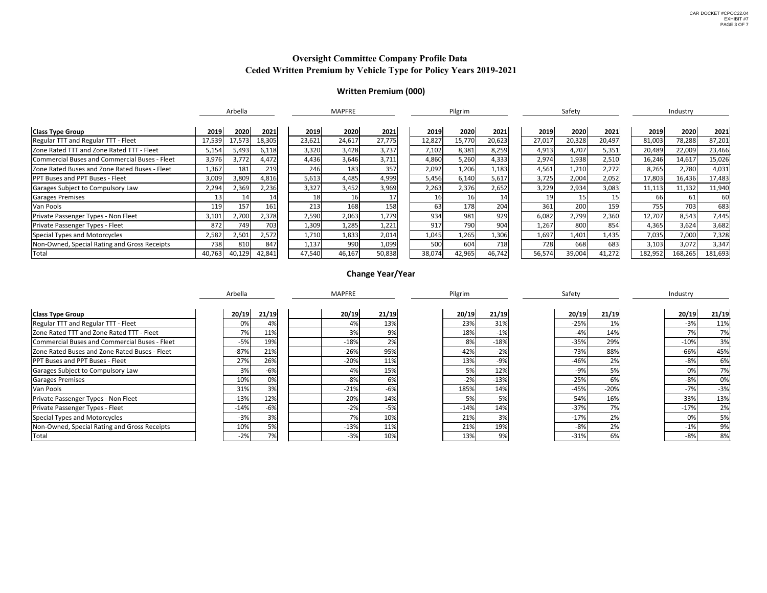# Oversight Committee Company Profile Data
# Ceded Written Premium by Vehicle Type for Policy Years 2019-2021

## Written Premium (000)

| Class Type Group | Arbella 2019 | Arbella 2020 | Arbella 2021 | MAPFRE 2019 | MAPFRE 2020 | MAPFRE 2021 | Pilgrim 2019 | Pilgrim 2020 | Pilgrim 2021 | Safety 2019 | Safety 2020 | Safety 2021 | Industry 2019 | Industry 2020 | Industry 2021 |
|---|---|---|---|---|---|---|---|---|---|---|---|---|---|---|---|
| Regular TTT and Regular TTT - Fleet | 17,539 | 17,573 | 18,305 | 23,621 | 24,617 | 27,775 | 12,827 | 15,770 | 20,623 | 27,017 | 20,328 | 20,497 | 81,003 | 78,288 | 87,201 |
| Zone Rated TTT and Zone Rated TTT - Fleet | 5,154 | 5,493 | 6,118 | 3,320 | 3,428 | 3,737 | 7,102 | 8,381 | 8,259 | 4,913 | 4,707 | 5,351 | 20,489 | 22,009 | 23,466 |
| Commercial Buses and Commercial Buses - Fleet | 3,976 | 3,772 | 4,472 | 4,436 | 3,646 | 3,711 | 4,860 | 5,260 | 4,333 | 2,974 | 1,938 | 2,510 | 16,246 | 14,617 | 15,026 |
| Zone Rated Buses and Zone Rated Buses - Fleet | 1,367 | 181 | 219 | 246 | 183 | 357 | 2,092 | 1,206 | 1,183 | 4,561 | 1,210 | 2,272 | 8,265 | 2,780 | 4,031 |
| PPT Buses and PPT Buses - Fleet | 3,009 | 3,809 | 4,816 | 5,613 | 4,485 | 4,999 | 5,456 | 6,140 | 5,617 | 3,725 | 2,004 | 2,052 | 17,803 | 16,436 | 17,483 |
| Garages Subject to Compulsory Law | 2,294 | 2,369 | 2,236 | 3,327 | 3,452 | 3,969 | 2,263 | 2,376 | 2,652 | 3,229 | 2,934 | 3,083 | 11,113 | 11,132 | 11,940 |
| Garages Premises | 13 | 14 | 14 | 18 | 16 | 17 | 16 | 16 | 14 | 19 | 15 | 15 | 66 | 61 | 60 |
| Van Pools | 119 | 157 | 161 | 213 | 168 | 158 | 63 | 178 | 204 | 361 | 200 | 159 | 755 | 703 | 683 |
| Private Passenger Types - Non Fleet | 3,101 | 2,700 | 2,378 | 2,590 | 2,063 | 1,779 | 934 | 981 | 929 | 6,082 | 2,799 | 2,360 | 12,707 | 8,543 | 7,445 |
| Private Passenger Types - Fleet | 872 | 749 | 703 | 1,309 | 1,285 | 1,221 | 917 | 790 | 904 | 1,267 | 800 | 854 | 4,365 | 3,624 | 3,682 |
| Special Types and Motorcycles | 2,582 | 2,501 | 2,572 | 1,710 | 1,833 | 2,014 | 1,045 | 1,265 | 1,306 | 1,697 | 1,401 | 1,435 | 7,035 | 7,000 | 7,328 |
| Non-Owned, Special Rating and Gross Receipts | 738 | 810 | 847 | 1,137 | 990 | 1,099 | 500 | 604 | 718 | 728 | 668 | 683 | 3,103 | 3,072 | 3,347 |
| Total | 40,763 | 40,129 | 42,841 | 47,540 | 46,167 | 50,838 | 38,074 | 42,965 | 46,742 | 56,574 | 39,004 | 41,272 | 182,952 | 168,265 | 181,693 |

## Change Year/Year

| Class Type Group | Arbella 20/19 | Arbella 21/19 | MAPFRE 20/19 | MAPFRE 21/19 | Pilgrim 20/19 | Pilgrim 21/19 | Safety 20/19 | Safety 21/19 | Industry 20/19 | Industry 21/19 |
|---|---|---|---|---|---|---|---|---|---|---|
| Regular TTT and Regular TTT - Fleet | 0% | 4% | 4% | 13% | 23% | 31% | -25% | 1% | -3% | 11% |
| Zone Rated TTT and Zone Rated TTT - Fleet | 7% | 11% | 3% | 9% | 18% | -1% | -4% | 14% | 7% | 7% |
| Commercial Buses and Commercial Buses - Fleet | -5% | 19% | -18% | 2% | 8% | -18% | -35% | 29% | -10% | 3% |
| Zone Rated Buses and Zone Rated Buses - Fleet | -87% | 21% | -26% | 95% | -42% | -2% | -73% | 88% | -66% | 45% |
| PPT Buses and PPT Buses - Fleet | 27% | 26% | -20% | 11% | 13% | -9% | -46% | 2% | -8% | 6% |
| Garages Subject to Compulsory Law | 3% | -6% | 4% | 15% | 5% | 12% | -9% | 5% | 0% | 7% |
| Garages Premises | 10% | 0% | -8% | 6% | -2% | -13% | -25% | 6% | -8% | 0% |
| Van Pools | 31% | 3% | -21% | -6% | 185% | 14% | -45% | -20% | -7% | -3% |
| Private Passenger Types - Non Fleet | -13% | -12% | -20% | -14% | 5% | -5% | -54% | -16% | -33% | -13% |
| Private Passenger Types - Fleet | -14% | -6% | -2% | -5% | -14% | 14% | -37% | 7% | -17% | 2% |
| Special Types and Motorcycles | -3% | 3% | 7% | 10% | 21% | 3% | -17% | 2% | 0% | 5% |
| Non-Owned, Special Rating and Gross Receipts | 10% | 5% | -13% | 11% | 21% | 19% | -8% | 2% | -1% | 9% |
| Total | -2% | 7% | -3% | 10% | 13% | 9% | -31% | 6% | -8% | 8% |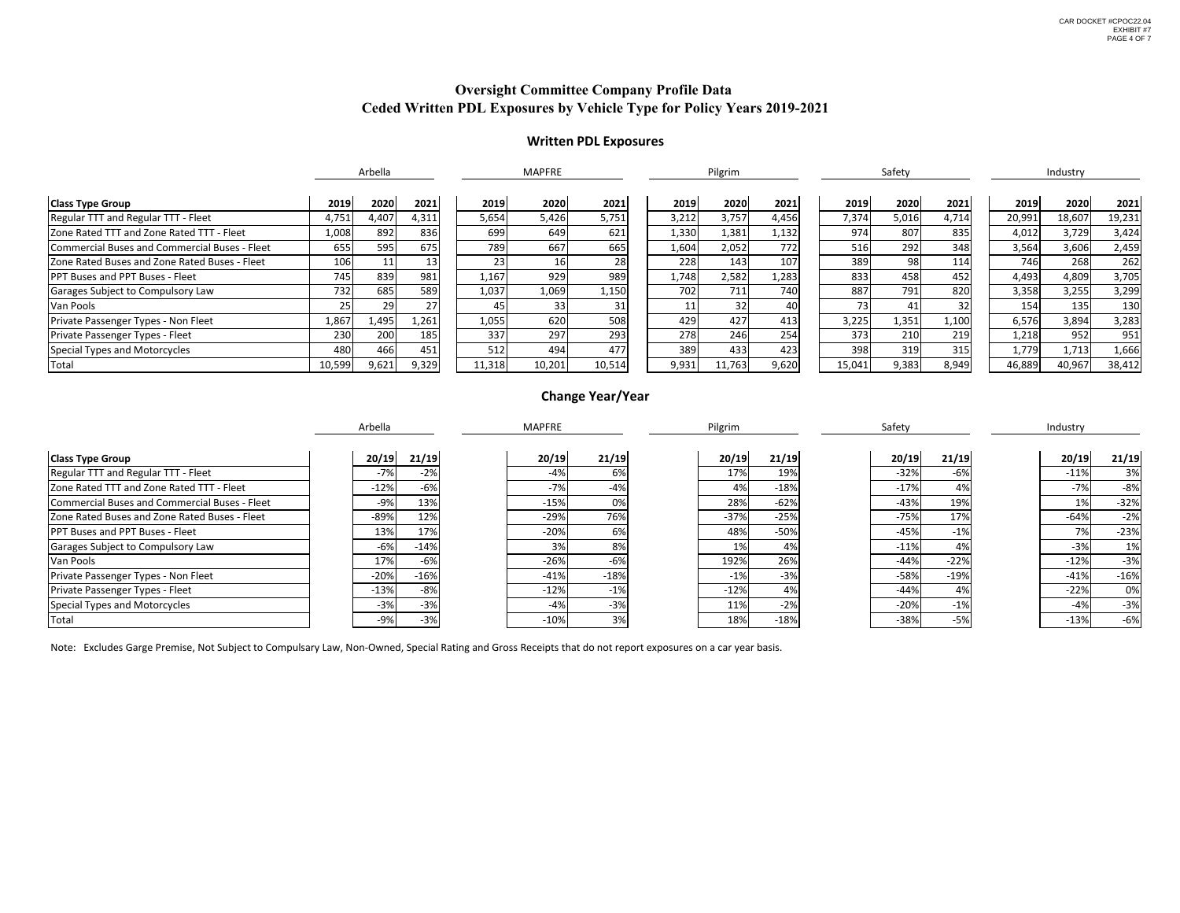# Oversight Committee Company Profile Data
## Ceded Written PDL Exposures by Vehicle Type for Policy Years 2019-2021

### Written PDL Exposures

| | Arbella | | | MAPFRE | | | Pilgrim | | | Safety | | | Industry | | |
|---|---|---|---|---|---|---|---|---|---|---|---|---|---|---|---|
| **Class Type Group** | **2019** | **2020** | **2021** | **2019** | **2020** | **2021** | **2019** | **2020** | **2021** | **2019** | **2020** | **2021** | **2019** | **2020** | **2021** |
| Regular TTT and Regular TTT - Fleet | 4,751 | 4,407 | 4,311 | 5,654 | 5,426 | 5,751 | 3,212 | 3,757 | 4,456 | 7,374 | 5,016 | 4,714 | 20,991 | 18,607 | 19,231 |
| Zone Rated TTT and Zone Rated TTT - Fleet | 1,008 | 892 | 836 | 699 | 649 | 621 | 1,330 | 1,381 | 1,132 | 974 | 807 | 835 | 4,012 | 3,729 | 3,424 |
| Commercial Buses and Commercial Buses - Fleet | 655 | 595 | 675 | 789 | 667 | 665 | 1,604 | 2,052 | 772 | 516 | 292 | 348 | 3,564 | 3,606 | 2,459 |
| Zone Rated Buses and Zone Rated Buses - Fleet | 106 | 11 | 13 | 23 | 16 | 28 | 228 | 143 | 107 | 389 | 98 | 114 | 746 | 268 | 262 |
| PPT Buses and PPT Buses - Fleet | 745 | 839 | 981 | 1,167 | 929 | 989 | 1,748 | 2,582 | 1,283 | 833 | 458 | 452 | 4,493 | 4,809 | 3,705 |
| Garages Subject to Compulsory Law | 732 | 685 | 589 | 1,037 | 1,069 | 1,150 | 702 | 711 | 740 | 887 | 791 | 820 | 3,358 | 3,255 | 3,299 |
| Van Pools | 25 | 29 | 27 | 45 | 33 | 31 | 11 | 32 | 40 | 73 | 41 | 32 | 154 | 135 | 130 |
| Private Passenger Types - Non Fleet | 1,867 | 1,495 | 1,261 | 1,055 | 620 | 508 | 429 | 427 | 413 | 3,225 | 1,351 | 1,100 | 6,576 | 3,894 | 3,283 |
| Private Passenger Types - Fleet | 230 | 200 | 185 | 337 | 297 | 293 | 278 | 246 | 254 | 373 | 210 | 219 | 1,218 | 952 | 951 |
| Special Types and Motorcycles | 480 | 466 | 451 | 512 | 494 | 477 | 389 | 433 | 423 | 398 | 319 | 315 | 1,779 | 1,713 | 1,666 |
| Total | 10,599 | 9,621 | 9,329 | 11,318 | 10,201 | 10,514 | 9,931 | 11,763 | 9,620 | 15,041 | 9,383 | 8,949 | 46,889 | 40,967 | 38,412 |

### Change Year/Year

| | Arbella | | MAPFRE | | Pilgrim | | Safety | | Industry | |
|---|---|---|---|---|---|---|---|---|---|---|
| **Class Type Group** | **20/19** | **21/19** | **20/19** | **21/19** | **20/19** | **21/19** | **20/19** | **21/19** | **20/19** | **21/19** |
| Regular TTT and Regular TTT - Fleet | -7% | -2% | -4% | 6% | 17% | 19% | -32% | -6% | -11% | 3% |
| Zone Rated TTT and Zone Rated TTT - Fleet | -12% | -6% | -7% | -4% | 4% | -18% | -17% | 4% | -7% | -8% |
| Commercial Buses and Commercial Buses - Fleet | -9% | 13% | -15% | 0% | 28% | -62% | -43% | 19% | 1% | -32% |
| Zone Rated Buses and Zone Rated Buses - Fleet | -89% | 12% | -29% | 76% | -37% | -25% | -75% | 17% | -64% | -2% |
| PPT Buses and PPT Buses - Fleet | 13% | 17% | -20% | 6% | 48% | -50% | -45% | -1% | 7% | -23% |
| Garages Subject to Compulsory Law | -6% | -14% | 3% | 8% | 1% | 4% | -11% | 4% | -3% | 1% |
| Van Pools | 17% | -6% | -26% | -6% | 192% | 26% | -44% | -22% | -12% | -3% |
| Private Passenger Types - Non Fleet | -20% | -16% | -41% | -18% | -1% | -3% | -58% | -19% | -41% | -16% |
| Private Passenger Types - Fleet | -13% | -8% | -12% | -1% | -12% | 4% | -44% | 4% | -22% | 0% |
| Special Types and Motorcycles | -3% | -3% | -4% | -3% | 11% | -2% | -20% | -1% | -4% | -3% |
| Total | -9% | -3% | -10% | 3% | 18% | -18% | -38% | -5% | -13% | -6% |

Note: Excludes Garge Premise, Not Subject to Compulsary Law, Non-Owned, Special Rating and Gross Receipts that do not report exposures on a car year basis.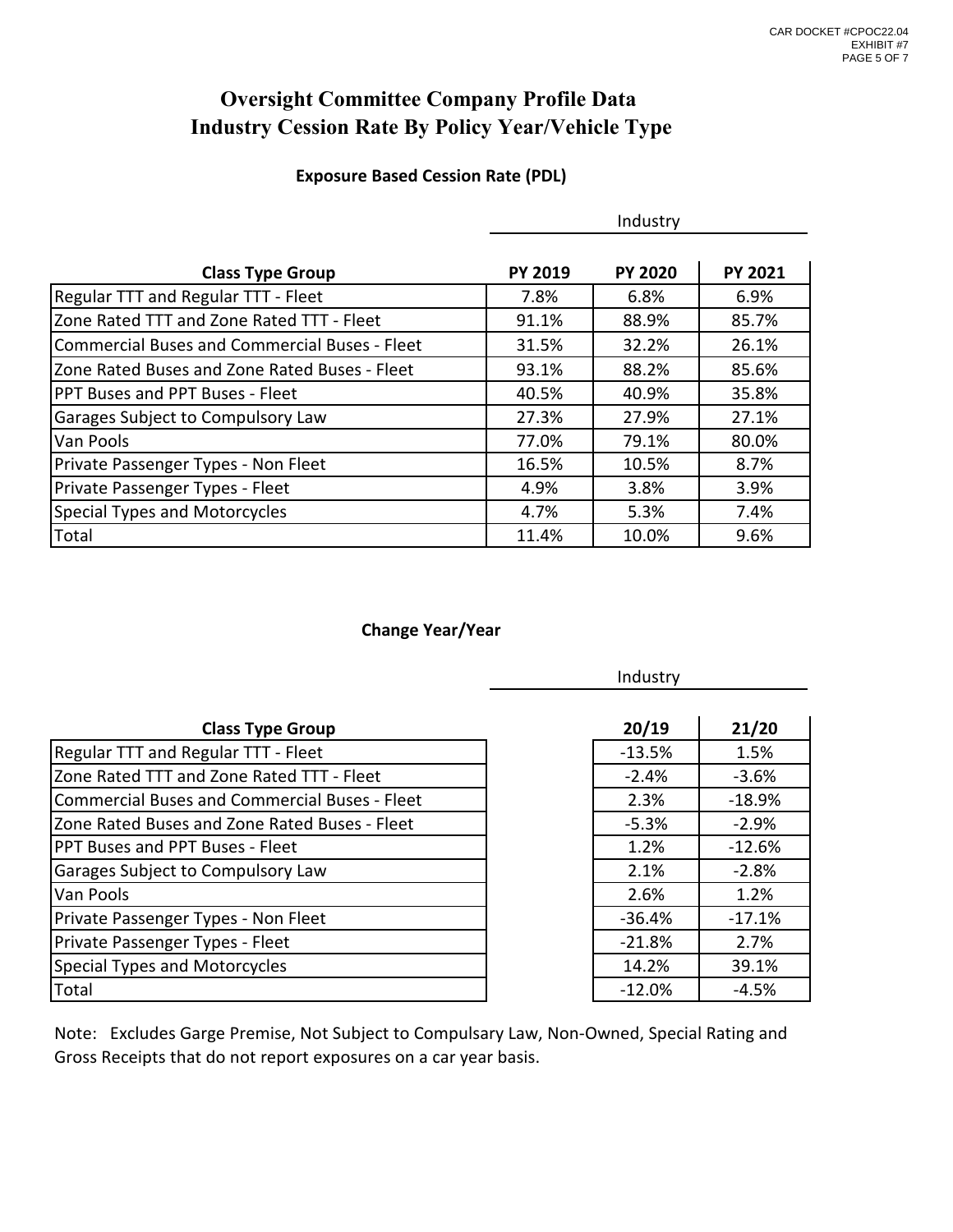# Oversight Committee Company Profile Data
# Industry Cession Rate By Policy Year/Vehicle Type

### Exposure Based Cession Rate (PDL)

| | Industry | | |
|---|---|---|---|
| **Class Type Group** | **PY 2019** | **PY 2020** | **PY 2021** |
| Regular TTT and Regular TTT - Fleet | 7.8% | 6.8% | 6.9% |
| Zone Rated TTT and Zone Rated TTT - Fleet | 91.1% | 88.9% | 85.7% |
| Commercial Buses and Commercial Buses - Fleet | 31.5% | 32.2% | 26.1% |
| Zone Rated Buses and Zone Rated Buses - Fleet | 93.1% | 88.2% | 85.6% |
| PPT Buses and PPT Buses - Fleet | 40.5% | 40.9% | 35.8% |
| Garages Subject to Compulsory Law | 27.3% | 27.9% | 27.1% |
| Van Pools | 77.0% | 79.1% | 80.0% |
| Private Passenger Types - Non Fleet | 16.5% | 10.5% | 8.7% |
| Private Passenger Types - Fleet | 4.9% | 3.8% | 3.9% |
| Special Types and Motorcycles | 4.7% | 5.3% | 7.4% |
| Total | 11.4% | 10.0% | 9.6% |

### Change Year/Year

| | Industry | |
|---|---|---|
| **Class Type Group** | **20/19** | **21/20** |
| Regular TTT and Regular TTT - Fleet | -13.5% | 1.5% |
| Zone Rated TTT and Zone Rated TTT - Fleet | -2.4% | -3.6% |
| Commercial Buses and Commercial Buses - Fleet | 2.3% | -18.9% |
| Zone Rated Buses and Zone Rated Buses - Fleet | -5.3% | -2.9% |
| PPT Buses and PPT Buses - Fleet | 1.2% | -12.6% |
| Garages Subject to Compulsory Law | 2.1% | -2.8% |
| Van Pools | 2.6% | 1.2% |
| Private Passenger Types - Non Fleet | -36.4% | -17.1% |
| Private Passenger Types - Fleet | -21.8% | 2.7% |
| Special Types and Motorcycles | 14.2% | 39.1% |
| Total | -12.0% | -4.5% |

Note: Excludes Garge Premise, Not Subject to Compulsary Law, Non-Owned, Special Rating and Gross Receipts that do not report exposures on a car year basis.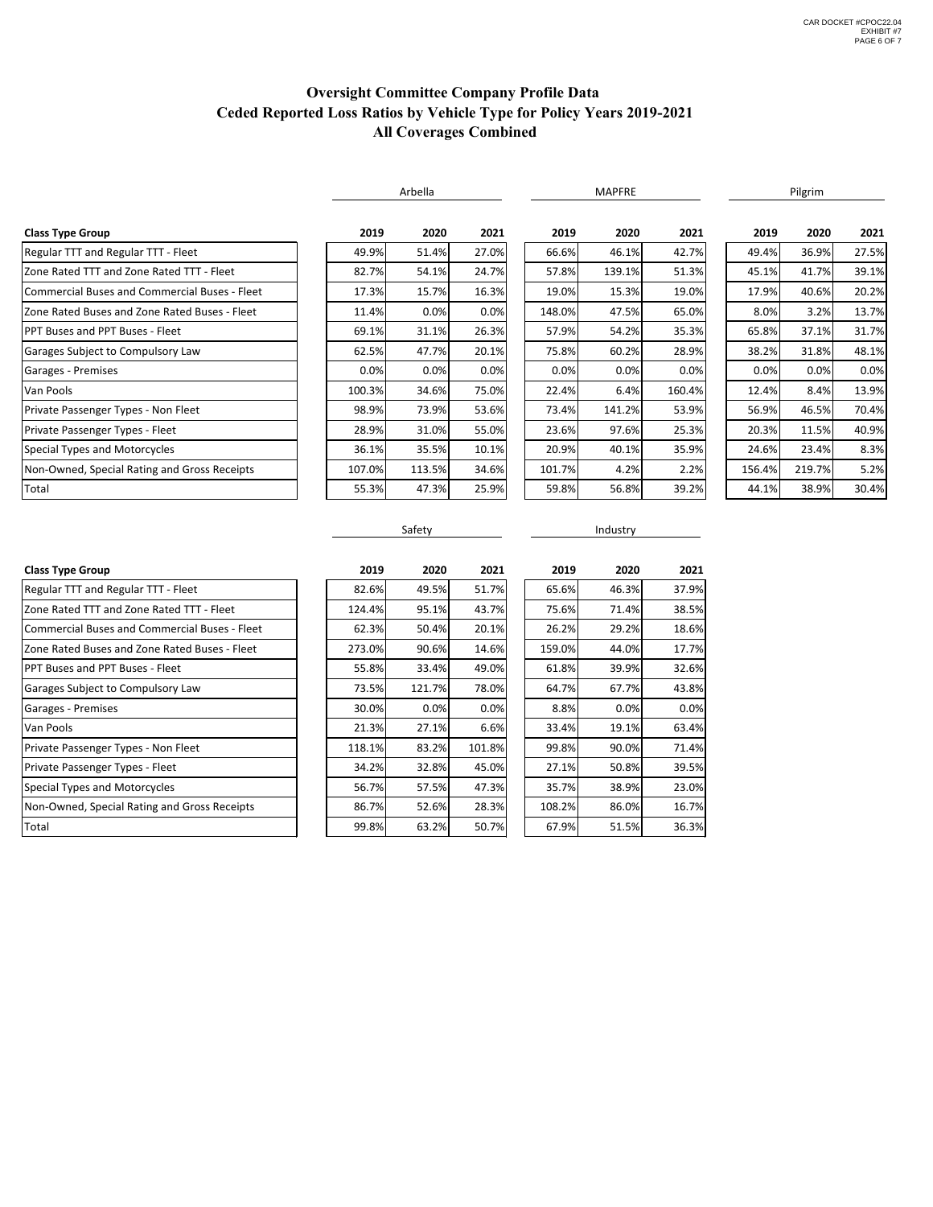# Oversight Committee Company Profile Data
## Ceded Reported Loss Ratios by Vehicle Type for Policy Years 2019-2021
### All Coverages Combined

| | Arbella | | | MAPFRE | | | Pilgrim | | |
|---|---|---|---|---|---|---|---|---|---|
| **Class Type Group** | **2019** | **2020** | **2021** | **2019** | **2020** | **2021** | **2019** | **2020** | **2021** |
| Regular TTT and Regular TTT - Fleet | 49.9% | 51.4% | 27.0% | 66.6% | 46.1% | 42.7% | 49.4% | 36.9% | 27.5% |
| Zone Rated TTT and Zone Rated TTT - Fleet | 82.7% | 54.1% | 24.7% | 57.8% | 139.1% | 51.3% | 45.1% | 41.7% | 39.1% |
| Commercial Buses and Commercial Buses - Fleet | 17.3% | 15.7% | 16.3% | 19.0% | 15.3% | 19.0% | 17.9% | 40.6% | 20.2% |
| Zone Rated Buses and Zone Rated Buses - Fleet | 11.4% | 0.0% | 0.0% | 148.0% | 47.5% | 65.0% | 8.0% | 3.2% | 13.7% |
| PPT Buses and PPT Buses - Fleet | 69.1% | 31.1% | 26.3% | 57.9% | 54.2% | 35.3% | 65.8% | 37.1% | 31.7% |
| Garages Subject to Compulsory Law | 62.5% | 47.7% | 20.1% | 75.8% | 60.2% | 28.9% | 38.2% | 31.8% | 48.1% |
| Garages - Premises | 0.0% | 0.0% | 0.0% | 0.0% | 0.0% | 0.0% | 0.0% | 0.0% | 0.0% |
| Van Pools | 100.3% | 34.6% | 75.0% | 22.4% | 6.4% | 160.4% | 12.4% | 8.4% | 13.9% |
| Private Passenger Types - Non Fleet | 98.9% | 73.9% | 53.6% | 73.4% | 141.2% | 53.9% | 56.9% | 46.5% | 70.4% |
| Private Passenger Types - Fleet | 28.9% | 31.0% | 55.0% | 23.6% | 97.6% | 25.3% | 20.3% | 11.5% | 40.9% |
| Special Types and Motorcycles | 36.1% | 35.5% | 10.1% | 20.9% | 40.1% | 35.9% | 24.6% | 23.4% | 8.3% |
| Non-Owned, Special Rating and Gross Receipts | 107.0% | 113.5% | 34.6% | 101.7% | 4.2% | 2.2% | 156.4% | 219.7% | 5.2% |
| Total | 55.3% | 47.3% | 25.9% | 59.8% | 56.8% | 39.2% | 44.1% | 38.9% | 30.4% |

| | Safety | | | Industry | | |
|---|---|---|---|---|---|---|
| **Class Type Group** | **2019** | **2020** | **2021** | **2019** | **2020** | **2021** |
| Regular TTT and Regular TTT - Fleet | 82.6% | 49.5% | 51.7% | 65.6% | 46.3% | 37.9% |
| Zone Rated TTT and Zone Rated TTT - Fleet | 124.4% | 95.1% | 43.7% | 75.6% | 71.4% | 38.5% |
| Commercial Buses and Commercial Buses - Fleet | 62.3% | 50.4% | 20.1% | 26.2% | 29.2% | 18.6% |
| Zone Rated Buses and Zone Rated Buses - Fleet | 273.0% | 90.6% | 14.6% | 159.0% | 44.0% | 17.7% |
| PPT Buses and PPT Buses - Fleet | 55.8% | 33.4% | 49.0% | 61.8% | 39.9% | 32.6% |
| Garages Subject to Compulsory Law | 73.5% | 121.7% | 78.0% | 64.7% | 67.7% | 43.8% |
| Garages - Premises | 30.0% | 0.0% | 0.0% | 8.8% | 0.0% | 0.0% |
| Van Pools | 21.3% | 27.1% | 6.6% | 33.4% | 19.1% | 63.4% |
| Private Passenger Types - Non Fleet | 118.1% | 83.2% | 101.8% | 99.8% | 90.0% | 71.4% |
| Private Passenger Types - Fleet | 34.2% | 32.8% | 45.0% | 27.1% | 50.8% | 39.5% |
| Special Types and Motorcycles | 56.7% | 57.5% | 47.3% | 35.7% | 38.9% | 23.0% |
| Non-Owned, Special Rating and Gross Receipts | 86.7% | 52.6% | 28.3% | 108.2% | 86.0% | 16.7% |
| Total | 99.8% | 63.2% | 50.7% | 67.9% | 51.5% | 36.3% |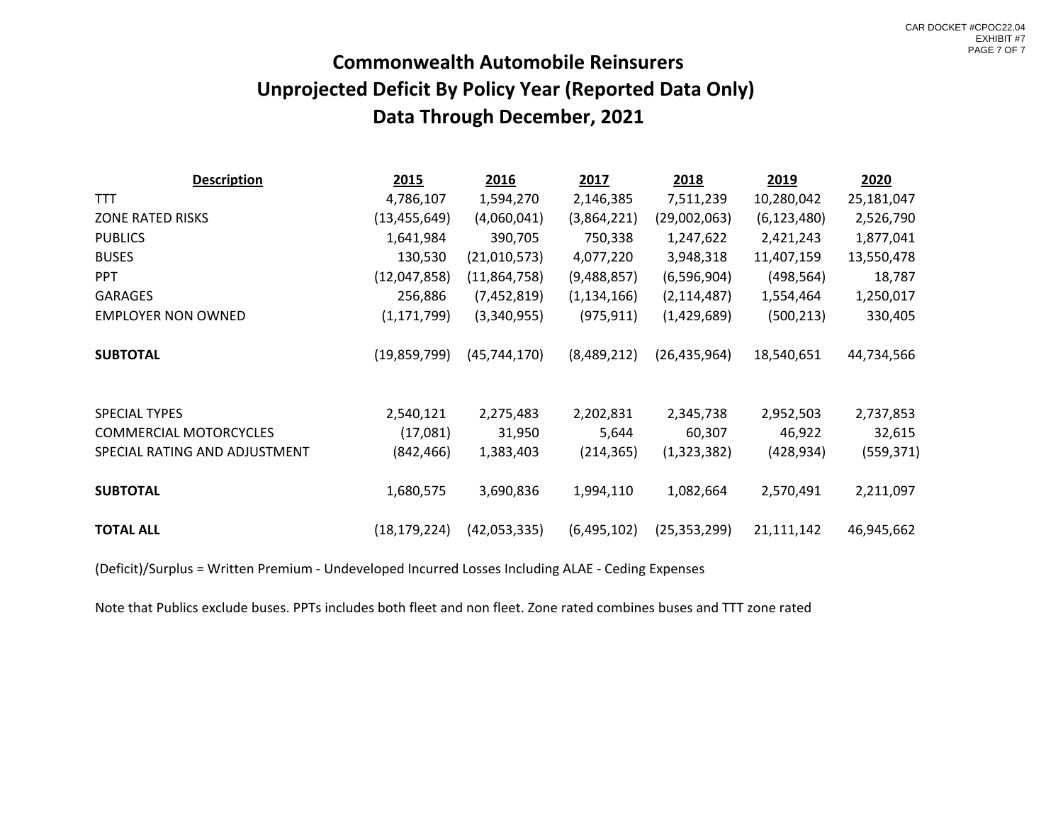# Commonwealth Automobile Reinsurers
## Unprojected Deficit By Policy Year (Reported Data Only)
## Data Through December, 2021

| Description | 2015 | 2016 | 2017 | 2018 | 2019 | 2020 |
|---|---|---|---|---|---|---|
| TTT | 4,786,107 | 1,594,270 | 2,146,385 | 7,511,239 | 10,280,042 | 25,181,047 |
| ZONE RATED RISKS | (13,455,649) | (4,060,041) | (3,864,221) | (29,002,063) | (6,123,480) | 2,526,790 |
| PUBLICS | 1,641,984 | 390,705 | 750,338 | 1,247,622 | 2,421,243 | 1,877,041 |
| BUSES | 130,530 | (21,010,573) | 4,077,220 | 3,948,318 | 11,407,159 | 13,550,478 |
| PPT | (12,047,858) | (11,864,758) | (9,488,857) | (6,596,904) | (498,564) | 18,787 |
| GARAGES | 256,886 | (7,452,819) | (1,134,166) | (2,114,487) | 1,554,464 | 1,250,017 |
| EMPLOYER NON OWNED | (1,171,799) | (3,340,955) | (975,911) | (1,429,689) | (500,213) | 330,405 |
| **SUBTOTAL** | (19,859,799) | (45,744,170) | (8,489,212) | (26,435,964) | 18,540,651 | 44,734,566 |
| SPECIAL TYPES | 2,540,121 | 2,275,483 | 2,202,831 | 2,345,738 | 2,952,503 | 2,737,853 |
| COMMERCIAL MOTORCYCLES | (17,081) | 31,950 | 5,644 | 60,307 | 46,922 | 32,615 |
| SPECIAL RATING AND ADJUSTMENT | (842,466) | 1,383,403 | (214,365) | (1,323,382) | (428,934) | (559,371) |
| **SUBTOTAL** | 1,680,575 | 3,690,836 | 1,994,110 | 1,082,664 | 2,570,491 | 2,211,097 |
| **TOTAL ALL** | (18,179,224) | (42,053,335) | (6,495,102) | (25,353,299) | 21,111,142 | 46,945,662 |

(Deficit)/Surplus = Written Premium - Undeveloped Incurred Losses Including ALAE - Ceding Expenses

Note that Publics exclude buses. PPTs includes both fleet and non fleet. Zone rated combines buses and TTT zone rated